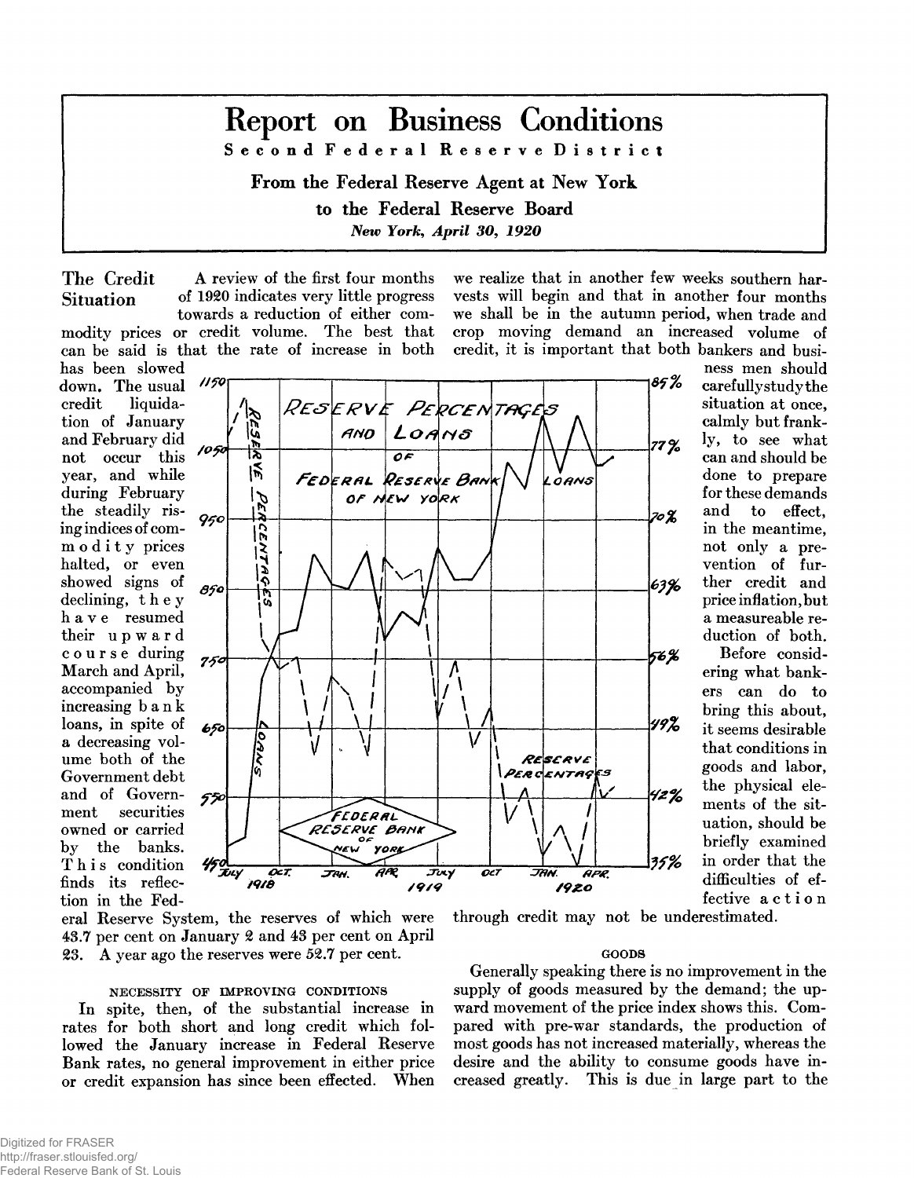# Report on Business Conditions

**Second Federal Reserve District**

**From the Federal Reserve Agent at New York to the Federal Reserve Board**

*New York, April 30, 1920*

## The Credit Situation

A review of the first four months of 1920 indicates very little progress towards a reduction of either commodity prices or credit volume. The best that can be said is that the rate of increase in both has been slowed down. The usual credit liquidation of January and February did not occur this year, and while during February the steadily rising indices of commodity prices halted, or even showed signs of declining, they have resumed their upward course during March and April, accompanied by increasing bank loans, in spite of a decreasing volume both of the Government debt and of Government securities owned or carried by the banks. This condition finds its reflection in the Federal Reserve System, the reserves of which were 43.7 per cent on January 2 and 43 per cent on April 23. A year ago the reserves were 52.7 per cent.

### NECESSITY OF IMPROVING CONDITIONS

In spite, then, of the substantial increase in rates for both short and long credit which followed the January increase in Federal Reserve Bank rates, no general improvement in either price or credit expansion has since been effected. When we realize that in another few weeks southern harvests will begin and that in another four months we shall be in the autumn period, when trade and crop moving demand an increased volume of credit, it is important that both bankers and business men should carefully study the situation at once, calmly but frankly, to see what can and should be done to prepare for these demands and to effect, in the meantime, not only a prevention of further credit and price inflation, but a measureable reduction of both.

Before considering what bankers can do to bring this about, it seems desirable that conditions in goods and labor, the physical elements of the situation, should be briefly examined in order that the difficulties of effective action through credit may not be underestimated.

### GOODS

Generally speaking there is no improvement in the supply of goods measured by the demand; the upward movement of the price index shows this. Compared with pre-war standards, the production of most goods has not increased materially, whereas the desire and the ability to consume goods have increased greatly. This is due in large part to the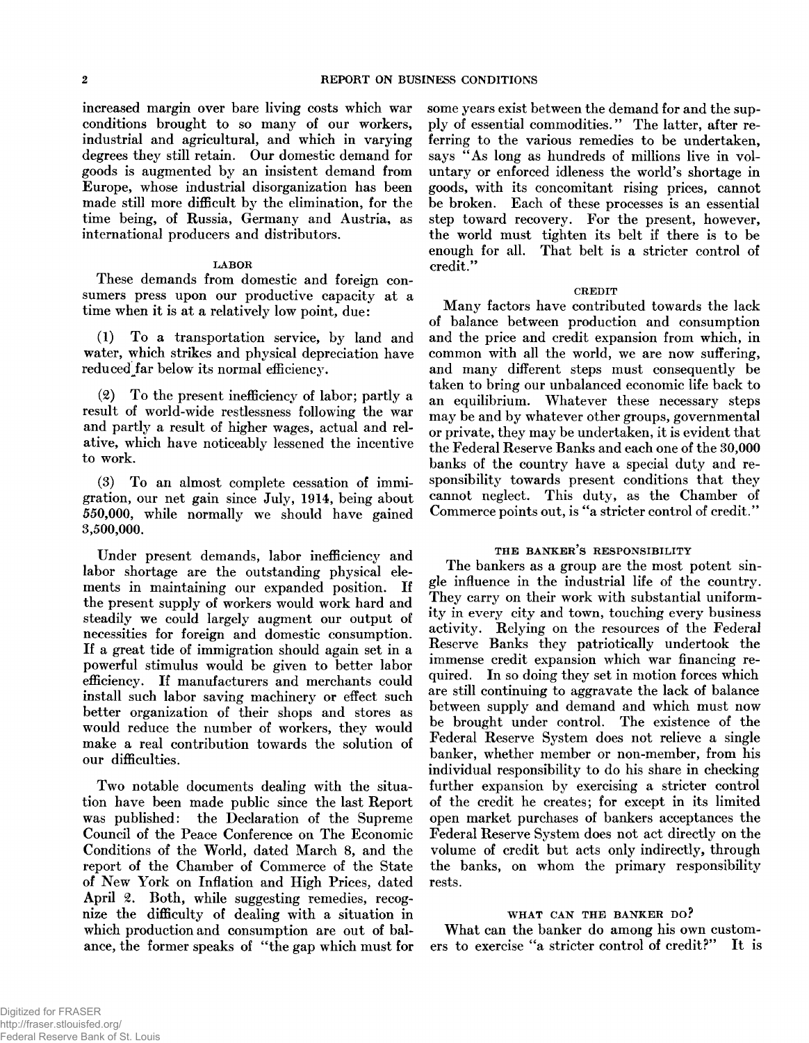increased margin over bare living costs which war conditions brought to so many of our workers, industrial and agricultural, and which in varying degrees they still retain. Our domestic demand for goods is augmented by an insistent demand from Europe, whose industrial disorganization has been made still more difficult by the elimination, for the time being, of Russia, Germany and Austria, as international producers and distributors.

### LABOR

These demands from domestic and foreign consumers press upon our productive capacity at a time when it is at a relatively low point, due:

(1) To a transportation service, by land and water, which strikes and physical depreciation have reduced far below its normal efficiency.

(2) To the present inefficiency of labor; partly a result of world-wide restlessness following the war and partly a result of higher wages, actual and relative, which have noticeably lessened the incentive to work.

(3) To an almost complete cessation of immigration, our net gain since July, 1914, being about 550,000, while normally we should have gained 3,500,000.

Under present demands, labor inefficiency and labor shortage are the outstanding physical elements in maintaining our expanded position. If the present supply of workers would work hard and steadily we could largely augment our output of necessities for foreign and domestic consumption. If a great tide of immigration should again set in a powerful stimulus would be given to better labor efficiency. If manufacturers and merchants could install such labor saving machinery or effect such better organization of their shops and stores as would reduce the number of workers, they would make a real contribution towards the solution of our difficulties.

Two notable documents dealing with the situation have been made public since the last Report was published: the Declaration of the Supreme Council of the Peace Conference on The Economic Conditions of the World, dated March 8, and the report of the Chamber of Commerce of the State of New York on Inflation and High Prices, dated April 2. Both, while suggesting remedies, recognize the difficulty of dealing with a situation in which production and consumption are out of balance, the former speaks of "the gap which must for some years exist between the demand for and the supply of essential commodities." The latter, after referring to the various remedies to be undertaken, says "As long as hundreds of millions live in voluntary or enforced idleness the world's shortage in goods, with its concomitant rising prices, cannot be broken. Each of these processes is an essential step toward recovery. For the present, however, the world must tighten its belt if there is to be enough for all. That belt is a stricter control of credit."

### CREDIT

Many factors have contributed towards the lack of balance between production and consumption and the price and credit expansion from which, in common with all the world, we are now suffering, and many different steps must consequently be taken to bring our unbalanced economic life back to an equilibrium. Whatever these necessary steps may be and by whatever other groups, governmental or private, they may be undertaken, it is evident that the Federal Reserve Banks and each one of the 30,000 banks of the country have a special duty and responsibility towards present conditions that they cannot neglect. This duty, as the Chamber of Commerce points out, is "a stricter control of credit."

### THE BANKER'S RESPONSIBILITY

The bankers as a group are the most potent single influence in the industrial life of the country. They carry on their work with substantial uniformity in every city and town, touching every business activity. Relying on the resources of the Federal Reserve Banks they patriotically undertook the immense credit expansion which war financing required. In so doing they set in motion forces which are still continuing to aggravate the lack of balance between supply and demand and which must now be brought under control. The existence of the Federal Reserve System does not relieve a single banker, whether member or non-member, from his individual responsibility to do his share in checking further expansion by exercising a stricter control of the credit he creates; for except in its limited open market purchases of bankers acceptances the Federal Reserve System does not act directly on the volume of credit but acts only indirectly, through the banks, on whom the primary responsibility rests.

### WHAT CAN THE BANKER DO?

What can the banker do among his own customers to exercise "a stricter control of credit?" It is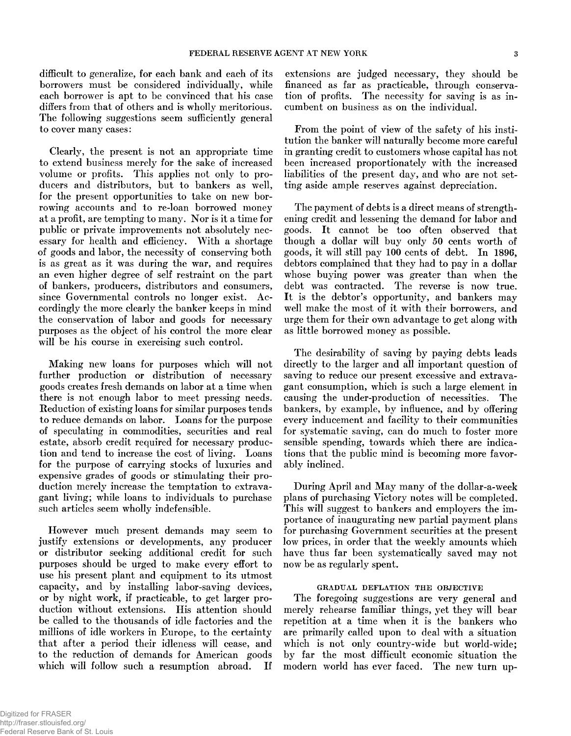difficult to generalize, for each bank and each of its borrowers must be considered individually, while each borrower is apt to be convinced that his case differs from that of others and is wholly meritorious. The following suggestions seem sufficiently general to cover many cases:

Clearly, the present is not an appropriate time to extend business merely for the sake of increased volume or profits. This applies not only to producers and distributors, but to bankers as well, for the present opportunities to take on new borrowing accounts and to re-loan borrowed money at a profit, are tempting to many. Nor is it a time for public or private improvements not absolutely necessary for health and efficiency. With a shortage of goods and labor, the necessity of conserving both is as great as it was during the war, and requires an even higher degree of self restraint on the part of bankers, producers, distributors and consumers, since Governmental controls no longer exist. Accordingly the more clearly the banker keeps in mind the conservation of labor and goods for necessary purposes as the object of his control the more clear will be his course in exercising such control.

Making new loans for purposes which will not further production or distribution of necessary goods creates fresh demands on labor at a time when there is not enough labor to meet pressing needs. Reduction of existing loans for similar purposes tends to reduce demands on labor. Loans for the purpose of speculating in commodities, securities and real estate, absorb credit required for necessary production and tend to increase the cost of living. Loans for the purpose of carrying stocks of luxuries and expensive grades of goods or stimulating their production merely increase the temptation to extravagant living; while loans to individuals to purchase such articles seem wholly indefensible.

However much present demands may seem to justify extensions or developments, any producer or distributor seeking additional credit for such purposes should be urged to make every effort to use his present plant and equipment to its utmost capacity, and by installing labor-saving devices, or by night work, if practicable, to get larger production without extensions. His attention should be called to the thousands of idle factories and the millions of idle workers in Europe, to the certainty that after a period their idleness will cease, and to the reduction of demands for American goods which will follow such a resumption abroad. If extensions are judged necessary, they should be financed as far as practicable, through conservation of profits. The necessity for saving is as incumbent on business as on the individual.

From the point of view of the safety of his institution the banker will naturally become more careful in granting credit to customers whose capital has not been increased proportionately with the increased liabilities of the present day, and who are not setting aside ample reserves against depreciation.

The payment of debts is a direct means of strengthening credit and lessening the demand for labor and goods. It cannot be too often observed that though a dollar will buy only 50 cents worth of goods, it will still pay 100 cents of debt. In 1896, debtors complained that they had to pay in a dollar whose buying power was greater than when the debt was contracted. The reverse is now true. It is the debtor's opportunity, and bankers may well make the most of it with their borrowers, and urge them for their own advantage to get along with as little borrowed money as possible.

The desirability of saving by paying debts leads directly to the larger and all important question of saving to reduce our present excessive and extravagant consumption, which is such a large element in causing the under-production of necessities. The bankers, by example, by influence, and by offering every inducement and facility to their communities for systematic saving, can do much to foster more sensible spending, towards which there are indications that the public mind is becoming more favorably inclined.

During April and May many of the dollar-a-week plans of purchasing Victory notes will be completed. This will suggest to bankers and employers the importance of inaugurating new partial payment plans for purchasing Government securities at the present low prices, in order that the weekly amounts which have thus far been systematically saved may not now be as regularly spent.

### GRADUAL DEFLATION THE OBJECTIVE

The foregoing suggestions are very general and merely rehearse familiar things, yet they will bear repetition at a time when it is the bankers who are primarily called upon to deal with a situation which is not only country-wide but world-wide; by far the most difficult economic situation the modern world has ever faced. The new turn up-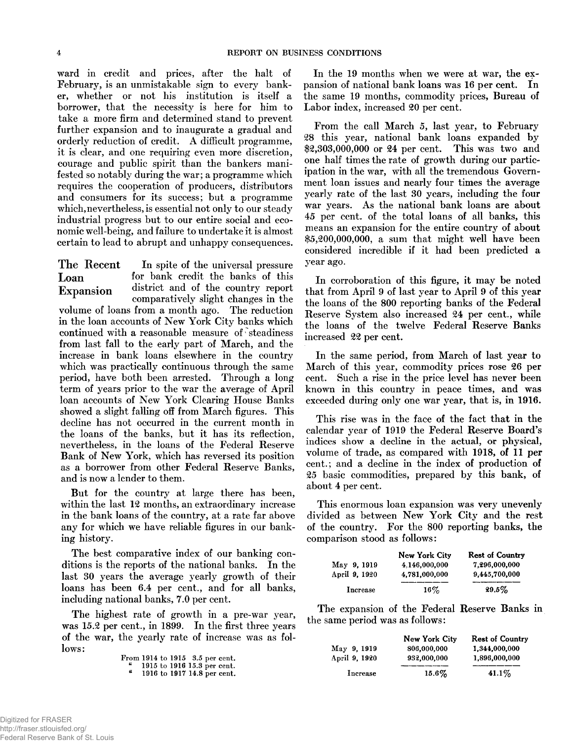ward in credit and prices, after the halt of February, is an unmistakable sign to every banker, whether or not his institution is itself a borrower, that the necessity is here for him to take a more firm and determined stand to prevent further expansion and to inaugurate a gradual and orderly reduction of credit. A difficult programme, it is clear, and one requiring even more discretion, courage and public spirit than the bankers manifested so notably during the war; a programme which requires the cooperation of producers, distributors and consumers for its success; but a programme which, nevertheless, is essential not only to our steady industrial progress but to our entire social and economic well-being, and failure to undertake it is almost certain to lead to abrupt and unhappy consequences.

## The Recent Loan Expansion

In spite of the universal pressure for bank credit the banks of this district and of the country report comparatively slight changes in the volume of loans from a month ago. The reduction in the loan accounts of New York City banks which continued with a reasonable measure of steadiness from last fall to the early part of March, and the increase in bank loans elsewhere in the country which was practically continuous through the same period, have both been arrested. Through a long term of years prior to the war the average of April loan accounts of New York Clearing House Banks showed a slight falling off from March figures. This decline has not occurred in the current month in the loans of the banks, but it has its reflection, nevertheless, in the loans of the Federal Reserve Bank of New York, which has reversed its position as a borrower from other Federal Reserve Banks, and is now a lender to them.

But for the country at large there has been, within the last 12 months, an extraordinary increase in the bank loans of the country, at a rate far above any for which we have reliable figures in our banking history.

The best comparative index of our banking conditions is the reports of the national banks. In the last 30 years the average yearly growth of their loans has been 6.4 per cent., and for all banks, including national banks, 7.0 per cent.

The highest rate of growth in a pre-war year, was 15.2 per cent., in 1899. In the first three years of the war, the yearly rate of increase was as follows:

From 1914 to 1915 3.5 per cent.
" 1915 to 1916 15.3 per cent.
" 1916 to 1917 14.8 per cent.

In the 19 months when we were at war, the expansion of national bank loans was 16 per cent. In the same 19 months, commodity prices, Bureau of Labor index, increased 20 per cent.

From the call March 5, last year, to February 28 this year, national bank loans expanded by $2,303,000,000 or 24 per cent. This was two and one half times the rate of growth during our participation in the war, with all the tremendous Government loan issues and nearly four times the average yearly rate of the last 30 years, including the four war years. As the national bank loans are about 45 per cent. of the total loans of all banks, this means an expansion for the entire country of about $5,200,000,000, a sum that might well have been considered incredible if it had been predicted a year ago.

In corroboration of this figure, it may be noted that from April 9 of last year to April 9 of this year the loans of the 800 reporting banks of the Federal Reserve System also increased 24 per cent., while the loans of the twelve Federal Reserve Banks increased 22 per cent.

In the same period, from March of last year to March of this year, commodity prices rose 26 per cent. Such a rise in the price level has never been known in this country in peace times, and was exceeded during only one war year, that is, in 1916.

This rise was in the face of the fact that in the calendar year of 1919 the Federal Reserve Board's indices show a decline in the actual, or physical, volume of trade, as compared with 1918, of 11 per cent.; and a decline in the index of production of 25 basic commodities, prepared by this bank, of about 4 per cent.

This enormous loan expansion was very unevenly divided as between New York City and the rest of the country. For the 800 reporting banks, the comparison stood as follows:

| | New York City | Rest of Country |
|---|---|---|
| May 9, 1919 | 4,146,000,000 | 7,296,000,000 |
| April 9, 1920 | 4,781,000,000 | 9,445,700,000 |
| Increase | 16% | 29.5% |

The expansion of the Federal Reserve Banks in the same period was as follows:

| | New York City | Rest of Country |
|---|---|---|
| May 9, 1919 | 806,000,000 | 1,344,000,000 |
| April 9, 1920 | 932,000,000 | 1,896,000,000 |
| Increase | 15.6% | 41.1% |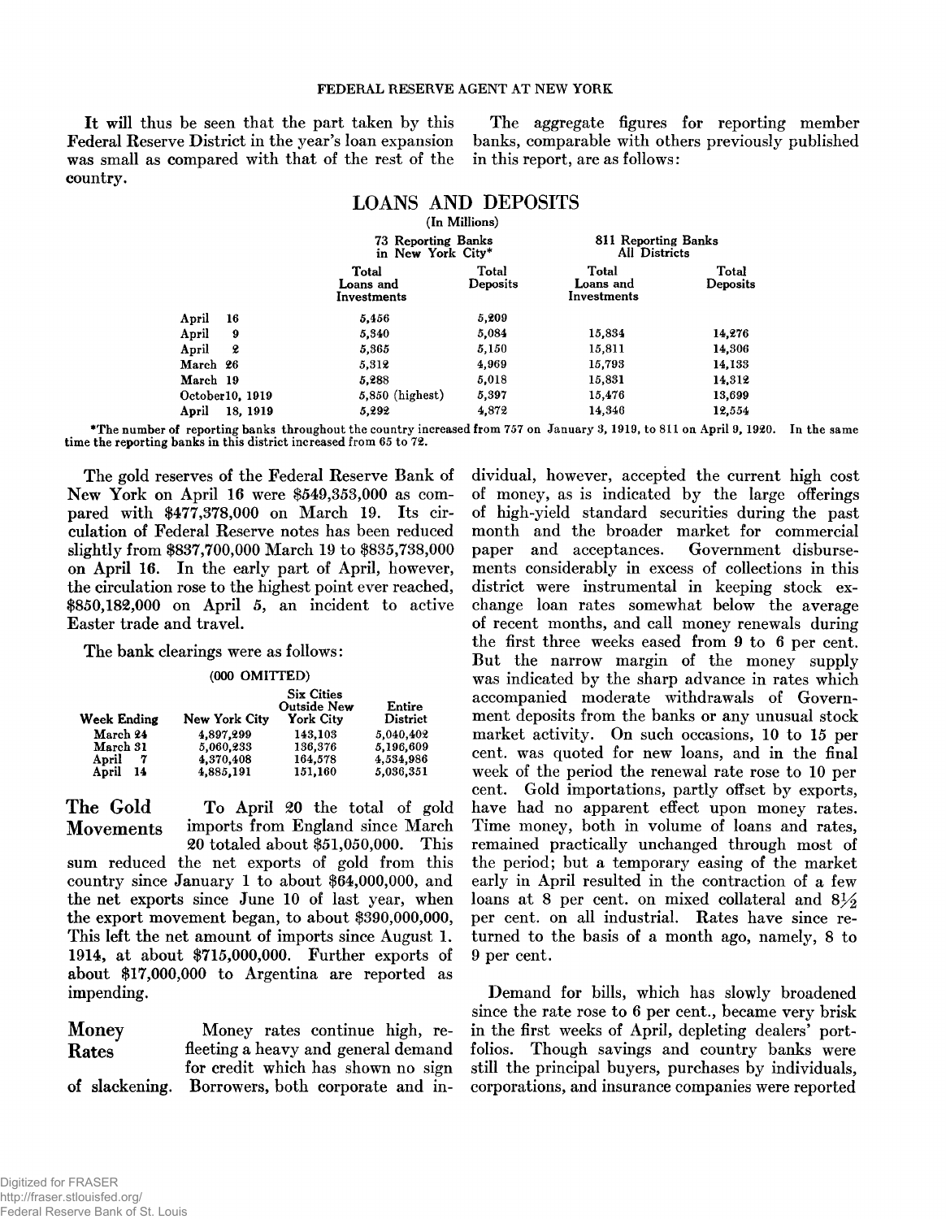It will thus be seen that the part taken by this Federal Reserve District in the year's loan expansion was small as compared with that of the rest of the country.

The aggregate figures for reporting member banks, comparable with others previously published in this report, are as follows:

## LOANS AND DEPOSITS

(In Millions)

| | 73 Reporting Banks in New York City* | | 811 Reporting Banks All Districts | |
|---|---|---|---|---|
| | Total Loans and Investments | Total Deposits | Total Loans and Investments | Total Deposits |
| April 16 | 5,456 | 5,209 | | |
| April 9 | 5,340 | 5,084 | 15,834 | 14,276 |
| April 2 | 5,365 | 5,150 | 15,811 | 14,306 |
| March 26 | 5,312 | 4,969 | 15,793 | 14,133 |
| March 19 | 5,288 | 5,018 | 15,831 | 14,312 |
| October 10, 1919 | 5,850 (highest) | 5,397 | 15,476 | 13,699 |
| April 18, 1919 | 5,292 | 4,872 | 14,346 | 12,554 |

*The number of reporting banks throughout the country increased from 757 on January 3, 1919, to 811 on April 9, 1920. In the same time the reporting banks in this district increased from 65 to 72.

The gold reserves of the Federal Reserve Bank of New York on April 16 were $549,353,000 as compared with $477,378,000 on March 19. Its circulation of Federal Reserve notes has been reduced slightly from $837,700,000 March 19 to $835,738,000 on April 16. In the early part of April, however, the circulation rose to the highest point ever reached, $850,182,000 on April 5, an incident to active Easter trade and travel.

The bank clearings were as follows:

(000 OMITTED)

| Week Ending | New York City | Six Cities Outside New York City | Entire District |
|---|---|---|---|
| March 24 | 4,897,299 | 143,103 | 5,040,402 |
| March 31 | 5,060,233 | 136,376 | 5,196,609 |
| April 7 | 4,370,408 | 164,578 | 4,534,986 |
| April 14 | 4,885,191 | 151,160 | 5,036,351 |

**The Gold Movements** To April 20 the total of gold imports from England since March 20 totaled about $51,050,000. This sum reduced the net exports of gold from this country since January 1 to about $64,000,000, and the net exports since June 10 of last year, when the export movement began, to about $390,000,000, This left the net amount of imports since August 1. 1914, at about $715,000,000. Further exports of about $17,000,000 to Argentina are reported as impending.

**Money Rates** Money rates continue high, reflecting a heavy and general demand for credit which has shown no sign of slackening. Borrowers, both corporate and individual, however, accepted the current high cost of money, as is indicated by the large offerings of high-yield standard securities during the past month and the broader market for commercial paper and acceptances. Government disbursements considerably in excess of collections in this district were instrumental in keeping stock exchange loan rates somewhat below the average of recent months, and call money renewals during the first three weeks eased from 9 to 6 per cent. But the narrow margin of the money supply was indicated by the sharp advance in rates which accompanied moderate withdrawals of Government deposits from the banks or any unusual stock market activity. On such occasions, 10 to 15 per cent. was quoted for new loans, and in the final week of the period the renewal rate rose to 10 per cent. Gold importations, partly offset by exports, have had no apparent effect upon money rates. Time money, both in volume of loans and rates, remained practically unchanged through most of the period; but a temporary easing of the market early in April resulted in the contraction of a few loans at 8 per cent. on mixed collateral and 8½ per cent. on all industrial. Rates have since returned to the basis of a month ago, namely, 8 to 9 per cent.

Demand for bills, which has slowly broadened since the rate rose to 6 per cent., became very brisk in the first weeks of April, depleting dealers' portfolios. Though savings and country banks were still the principal buyers, purchases by individuals, corporations, and insurance companies were reported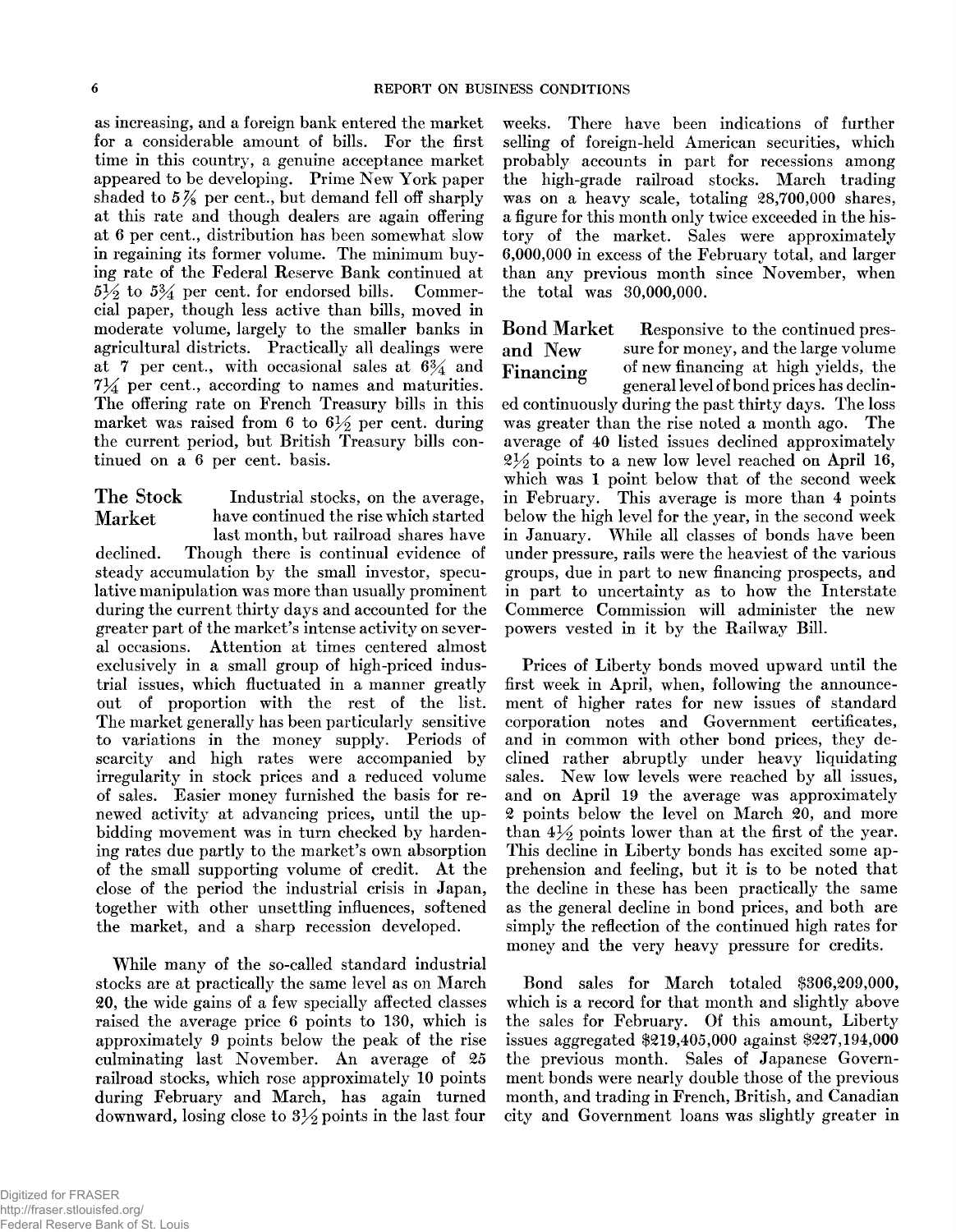as increasing, and a foreign bank entered the market for a considerable amount of bills. For the first time in this country, a genuine acceptance market appeared to be developing. Prime New York paper shaded to 5⅞ per cent., but demand fell off sharply at this rate and though dealers are again offering at 6 per cent., distribution has been somewhat slow in regaining its former volume. The minimum buying rate of the Federal Reserve Bank continued at 5½ to 5¾ per cent. for endorsed bills. Commercial paper, though less active than bills, moved in moderate volume, largely to the smaller banks in agricultural districts. Practically all dealings were at 7 per cent., with occasional sales at 6¾ and 7¼ per cent., according to names and maturities. The offering rate on French Treasury bills in this market was raised from 6 to 6½ per cent. during the current period, but British Treasury bills continued on a 6 per cent. basis.

## The Stock Market

Industrial stocks, on the average, have continued the rise which started last month, but railroad shares have declined. Though there is continual evidence of steady accumulation by the small investor, speculative manipulation was more than usually prominent during the current thirty days and accounted for the greater part of the market's intense activity on several occasions. Attention at times centered almost exclusively in a small group of high-priced industrial issues, which fluctuated in a manner greatly out of proportion with the rest of the list. The market generally has been particularly sensitive to variations in the money supply. Periods of scarcity and high rates were accompanied by irregularity in stock prices and a reduced volume of sales. Easier money furnished the basis for renewed activity at advancing prices, until the upbidding movement was in turn checked by hardening rates due partly to the market's own absorption of the small supporting volume of credit. At the close of the period the industrial crisis in Japan, together with other unsettling influences, softened the market, and a sharp recession developed.

While many of the so-called standard industrial stocks are at practically the same level as on March 20, the wide gains of a few specially affected classes raised the average price 6 points to 130, which is approximately 9 points below the peak of the rise culminating last November. An average of 25 railroad stocks, which rose approximately 10 points during February and March, has again turned downward, losing close to 3½ points in the last four weeks. There have been indications of further selling of foreign-held American securities, which probably accounts in part for recessions among the high-grade railroad stocks. March trading was on a heavy scale, totaling 28,700,000 shares, a figure for this month only twice exceeded in the history of the market. Sales were approximately 6,000,000 in excess of the February total, and larger than any previous month since November, when the total was 30,000,000.

## Bond Market and New Financing

Responsive to the continued pressure for money, and the large volume of new financing at high yields, the general level of bond prices has declined continuously during the past thirty days. The loss was greater than the rise noted a month ago. The average of 40 listed issues declined approximately 2½ points to a new low level reached on April 16, which was 1 point below that of the second week in February. This average is more than 4 points below the high level for the year, in the second week in January. While all classes of bonds have been under pressure, rails were the heaviest of the various groups, due in part to new financing prospects, and in part to uncertainty as to how the Interstate Commerce Commission will administer the new powers vested in it by the Railway Bill.

Prices of Liberty bonds moved upward until the first week in April, when, following the announcement of higher rates for new issues of standard corporation notes and Government certificates, and in common with other bond prices, they declined rather abruptly under heavy liquidating sales. New low levels were reached by all issues, and on April 19 the average was approximately 2 points below the level on March 20, and more than 4½ points lower than at the first of the year. This decline in Liberty bonds has excited some apprehension and feeling, but it is to be noted that the decline in these has been practically the same as the general decline in bond prices, and both are simply the reflection of the continued high rates for money and the very heavy pressure for credits.

Bond sales for March totaled $306,209,000, which is a record for that month and slightly above the sales for February. Of this amount, Liberty issues aggregated $219,405,000 against $227,194,000 the previous month. Sales of Japanese Government bonds were nearly double those of the previous month, and trading in French, British, and Canadian city and Government loans was slightly greater in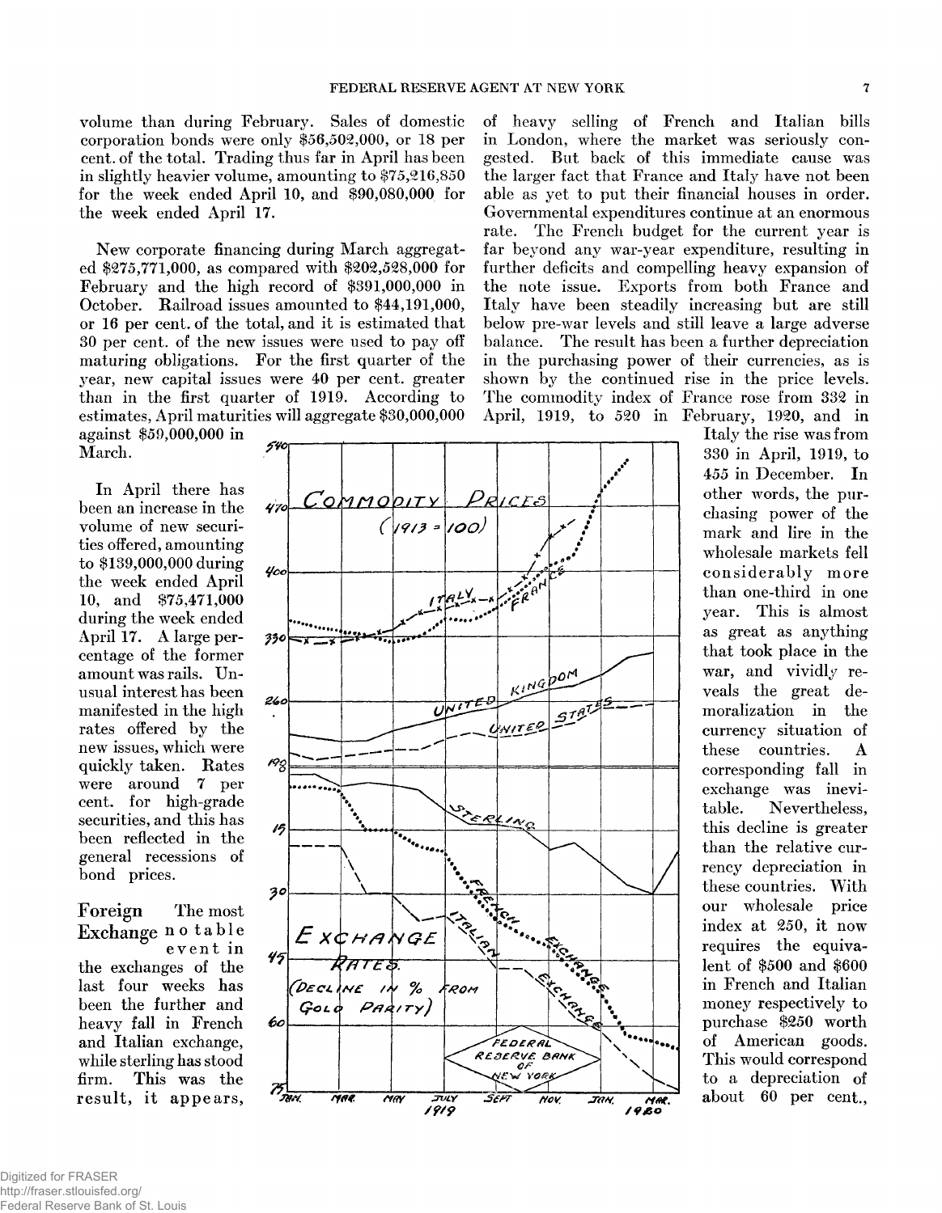volume than during February. Sales of domestic corporation bonds were only $56,502,000, or 18 per cent. of the total. Trading thus far in April has been in slightly heavier volume, amounting to $75,216,850 for the week ended April 10, and $90,080,000 for the week ended April 17.

New corporate financing during March aggregated $275,771,000, as compared with $202,528,000 for February and the high record of $391,000,000 in October. Railroad issues amounted to $44,191,000, or 16 per cent. of the total, and it is estimated that 30 per cent. of the new issues were used to pay off maturing obligations. For the first quarter of the year, new capital issues were 40 per cent. greater than in the first quarter of 1919. According to estimates, April maturities will aggregate $30,000,000 against $59,000,000 in March.

In April there has been an increase in the volume of new securities offered, amounting to $139,000,000 during the week ended April 10, and $75,471,000 during the week ended April 17. A large percentage of the former amount was rails. Unusual interest has been manifested in the high rates offered by the new issues, which were quickly taken. Rates were around 7 per cent. for high-grade securities, and this has been reflected in the general recessions of bond prices.

**Foreign Exchange** The most notable event in the exchanges of the last four weeks has been the further and heavy fall in French and Italian exchange, while sterling has stood firm. This was the result, it appears, of heavy selling of French and Italian bills in London, where the market was seriously congested. But back of this immediate cause was the larger fact that France and Italy have not been able as yet to put their financial houses in order. Governmental expenditures continue at an enormous rate. The French budget for the current year is far beyond any war-year expenditure, resulting in further deficits and compelling heavy expansion of the note issue. Exports from both France and Italy have been steadily increasing but are still below pre-war levels and still leave a large adverse balance. The result has been a further depreciation in the purchasing power of their currencies, as is shown by the continued rise in the price levels. The commodity index of France rose from 332 in April, 1919, to 520 in February, 1920, and in Italy the rise was from 330 in April, 1919, to 455 in December. In other words, the purchasing power of the mark and lire in the wholesale markets fell considerably more than one-third in one year. This is almost as great as anything that took place in the war, and vividly reveals the great demoralization in the currency situation of these countries. A corresponding fall in exchange was inevitable. Nevertheless, this decline is greater than the relative currency depreciation in these countries. With our wholesale price index at 250, it now requires the equivalent of $500 and $600 in French and Italian money respectively to purchase $250 worth of American goods. This would correspond to a depreciation of about 60 per cent.,

COMMODITY PRICES (1913 = 100)

EXCHANGE RATES. (DECLINE IN % FROM GOLD PARITY)

FEDERAL RESERVE BANK OF NEW YORK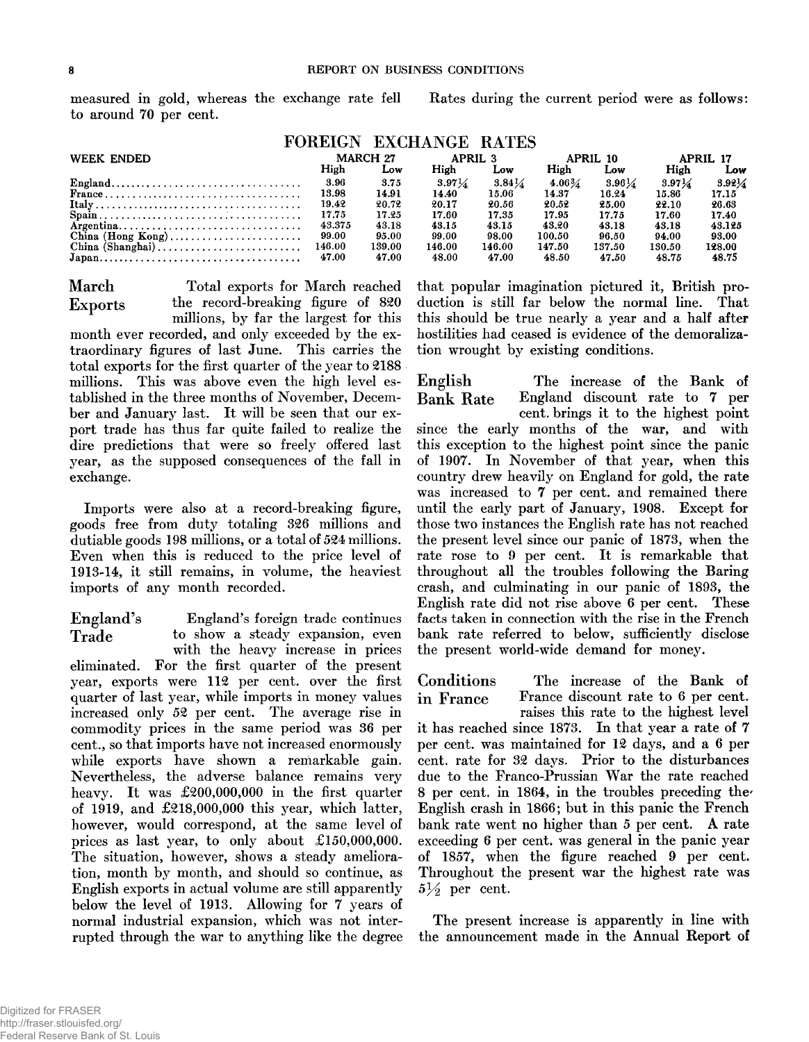measured in gold, whereas the exchange rate fell to around 70 per cent.

Rates during the current period were as follows:

## FOREIGN EXCHANGE RATES

| WEEK ENDED | MARCH 27 | | APRIL 3 | | APRIL 10 | | APRIL 17 | |
|---|---|---|---|---|---|---|---|---|
| | High | Low | High | Low | High | Low | High | Low |
| England | 3.96 | 3.75 | 3.97¼ | 3.84¼ | 4.06¾ | 3.96¼ | 3.97¼ | 3.92¼ |
| France | 13.98 | 14.91 | 14.40 | 15.06 | 14.37 | 16.24 | 15.86 | 17.15 |
| Italy | 19.42 | 20.72 | 20.17 | 20.56 | 20.52 | 25.00 | 22.10 | 26.63 |
| Spain | 17.75 | 17.25 | 17.60 | 17.35 | 17.95 | 17.75 | 17.60 | 17.40 |
| Argentina | 43.375 | 43.18 | 43.15 | 43.15 | 43.20 | 43.18 | 43.18 | 43.125 |
| China (Hong Kong) | 99.00 | 95.00 | 99.00 | 98.00 | 100.50 | 96.50 | 94.00 | 93.00 |
| China (Shanghai) | 146.00 | 139.00 | 146.00 | 146.00 | 147.50 | 137.50 | 130.50 | 128.00 |
| Japan | 47.00 | 47.00 | 48.00 | 47.00 | 48.50 | 47.50 | 48.75 | 48.75 |

**March Exports** Total exports for March reached the record-breaking figure of 820 millions, by far the largest for this month ever recorded, and only exceeded by the extraordinary figures of last June. This carries the total exports for the first quarter of the year to 2188 millions. This was above even the high level established in the three months of November, December and January last. It will be seen that our export trade has thus far quite failed to realize the dire predictions that were so freely offered last year, as the supposed consequences of the fall in exchange.

Imports were also at a record-breaking figure, goods free from duty totaling 326 millions and dutiable goods 198 millions, or a total of 524 millions. Even when this is reduced to the price level of 1913-14, it still remains, in volume, the heaviest imports of any month recorded.

**England's Trade** England's foreign trade continues to show a steady expansion, even with the heavy increase in prices eliminated. For the first quarter of the present year, exports were 112 per cent. over the first quarter of last year, while imports in money values increased only 52 per cent. The average rise in commodity prices in the same period was 36 per cent., so that imports have not increased enormously while exports have shown a remarkable gain. Nevertheless, the adverse balance remains very heavy. It was £200,000,000 in the first quarter of 1919, and £218,000,000 this year, which latter, however, would correspond, at the same level of prices as last year, to only about £150,000,000. The situation, however, shows a steady amelioration, month by month, and should so continue, as English exports in actual volume are still apparently below the level of 1913. Allowing for 7 years of normal industrial expansion, which was not interrupted through the war to anything like the degree that popular imagination pictured it, British production is still far below the normal line. That this should be true nearly a year and a half after hostilities had ceased is evidence of the demoralization wrought by existing conditions.

**English Bank Rate** The increase of the Bank of England discount rate to 7 per cent. brings it to the highest point since the early months of the war, and with this exception to the highest point since the panic of 1907. In November of that year, when this country drew heavily on England for gold, the rate was increased to 7 per cent. and remained there until the early part of January, 1908. Except for those two instances the English rate has not reached the present level since our panic of 1873, when the rate rose to 9 per cent. It is remarkable that throughout all the troubles following the Baring crash, and culminating in our panic of 1893, the English rate did not rise above 6 per cent. These facts taken in connection with the rise in the French bank rate referred to below, sufficiently disclose the present world-wide demand for money.

**Conditions in France** The increase of the Bank of France discount rate to 6 per cent. raises this rate to the highest level it has reached since 1873. In that year a rate of 7 per cent. was maintained for 12 days, and a 6 per cent. rate for 32 days. Prior to the disturbances due to the Franco-Prussian War the rate reached 8 per cent. in 1864, in the troubles preceding the English crash in 1866; but in this panic the French bank rate went no higher than 5 per cent. A rate exceeding 6 per cent. was general in the panic year of 1857, when the figure reached 9 per cent. Throughout the present war the highest rate was 5½ per cent.

The present increase is apparently in line with the announcement made in the Annual Report of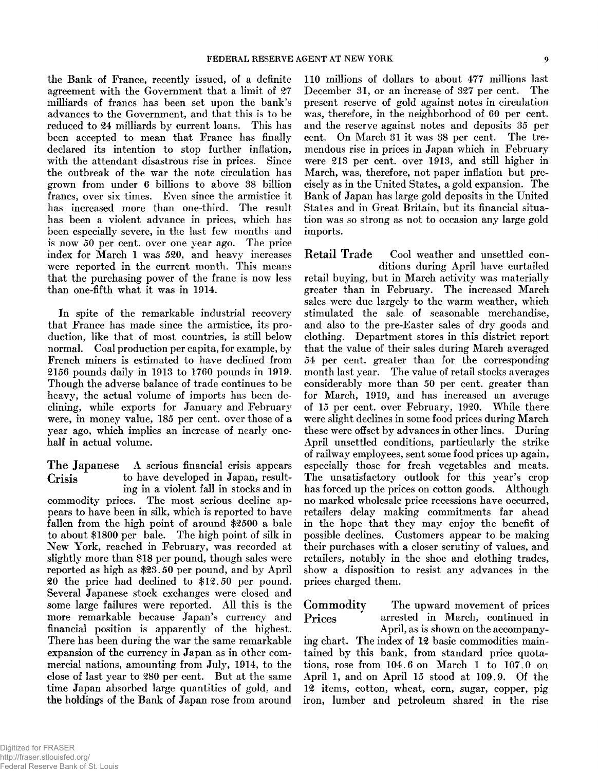the Bank of France, recently issued, of a definite agreement with the Government that a limit of 27 milliards of francs has been set upon the bank's advances to the Government, and that this is to be reduced to 24 milliards by current loans. This has been accepted to mean that France has finally declared its intention to stop further inflation, with the attendant disastrous rise in prices. Since the outbreak of the war the note circulation has grown from under 6 billions to above 38 billion francs, over six times. Even since the armistice it has increased more than one-third. The result has been a violent advance in prices, which has been especially severe, in the last few months and is now 50 per cent. over one year ago. The price index for March 1 was 520, and heavy increases were reported in the current month. This means that the purchasing power of the franc is now less than one-fifth what it was in 1914.

In spite of the remarkable industrial recovery that France has made since the armistice, its production, like that of most countries, is still below normal. Coal production per capita, for example, by French miners is estimated to have declined from 2156 pounds daily in 1913 to 1760 pounds in 1919. Though the adverse balance of trade continues to be heavy, the actual volume of imports has been declining, while exports for January and February were, in money value, 185 per cent. over those of a year ago, which implies an increase of nearly one-half in actual volume.

**The Japanese Crisis** A serious financial crisis appears to have developed in Japan, resulting in a violent fall in stocks and in commodity prices. The most serious decline appears to have been in silk, which is reported to have fallen from the high point of around $2500 a bale to about $1800 per bale. The high point of silk in New York, reached in February, was recorded at slightly more than $18 per pound, though sales were reported as high as $23.50 per pound, and by April 20 the price had declined to $12.50 per pound. Several Japanese stock exchanges were closed and some large failures were reported. All this is the more remarkable because Japan's currency and financial position is apparently of the highest. There has been during the war the same remarkable expansion of the currency in Japan as in other commercial nations, amounting from July, 1914, to the close of last year to 280 per cent. But at the same time Japan absorbed large quantities of gold, and the holdings of the Bank of Japan rose from around 110 millions of dollars to about 477 millions last December 31, or an increase of 327 per cent. The present reserve of gold against notes in circulation was, therefore, in the neighborhood of 60 per cent. and the reserve against notes and deposits 35 per cent. On March 31 it was 38 per cent. The tremendous rise in prices in Japan which in February were 213 per cent. over 1913, and still higher in March, was, therefore, not paper inflation but precisely as in the United States, a gold expansion. The Bank of Japan has large gold deposits in the United States and in Great Britain, but its financial situation was so strong as not to occasion any large gold imports.

**Retail Trade** Cool weather and unsettled conditions during April have curtailed retail buying, but in March activity was materially greater than in February. The increased March sales were due largely to the warm weather, which stimulated the sale of seasonable merchandise, and also to the pre-Easter sales of dry goods and clothing. Department stores in this district report that the value of their sales during March averaged 54 per cent. greater than for the corresponding month last year. The value of retail stocks averages considerably more than 50 per cent. greater than for March, 1919, and has increased an average of 15 per cent. over February, 1920. While there were slight declines in some food prices during March these were offset by advances in other lines. During April unsettled conditions, particularly the strike of railway employees, sent some food prices up again, especially those for fresh vegetables and meats. The unsatisfactory outlook for this year's crop has forced up the prices on cotton goods. Although no marked wholesale price recessions have occurred, retailers delay making commitments far ahead in the hope that they may enjoy the benefit of possible declines. Customers appear to be making their purchases with a closer scrutiny of values, and retailers, notably in the shoe and clothing trades, show a disposition to resist any advances in the prices charged them.

**Commodity Prices** The upward movement of prices arrested in March, continued in April, as is shown on the accompanying chart. The index of 12 basic commodities maintained by this bank, from standard price quotations, rose from 104.6 on March 1 to 107.0 on April 1, and on April 15 stood at 109.9. Of the 12 items, cotton, wheat, corn, sugar, copper, pig iron, lumber and petroleum shared in the rise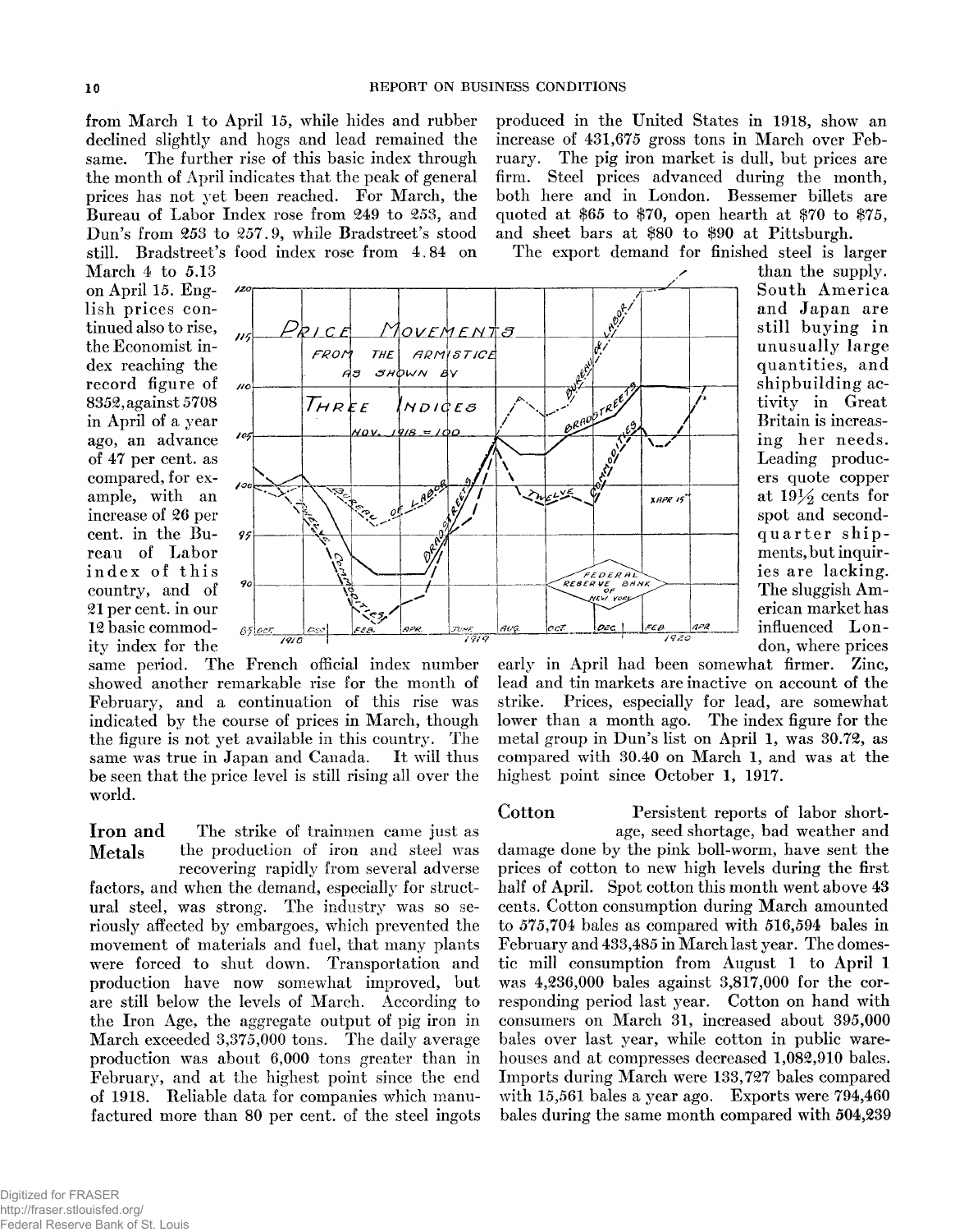from March 1 to April 15, while hides and rubber declined slightly and hogs and lead remained the same. The further rise of this basic index through the month of April indicates that the peak of general prices has not yet been reached. For March, the Bureau of Labor Index rose from 249 to 253, and Dun's from 253 to 257.9, while Bradstreet's stood still. Bradstreet's food index rose from 4.84 on March 4 to 5.13 on April 15. English prices continued also to rise, the Economist index reaching the record figure of 8352, against 5708 in April of a year ago, an advance of 47 per cent. as compared, for example, with an increase of 26 per cent. in the Bureau of Labor index of this country, and of 21 per cent. in our 12 basic commodity index for the same period. The French official index number showed another remarkable rise for the month of February, and a continuation of this rise was indicated by the course of prices in March, though the figure is not yet available in this country. The same was true in Japan and Canada. It will thus be seen that the price level is still rising all over the world.

PRICE MOVEMENTS FROM THE ARMISTICE AS SHOWN BY THREE INDICES NOV. 1918 = 100

**Iron and Metals** The strike of trainmen came just as the production of iron and steel was recovering rapidly from several adverse factors, and when the demand, especially for structural steel, was strong. The industry was so seriously affected by embargoes, which prevented the movement of materials and fuel, that many plants were forced to shut down. Transportation and production have now somewhat improved, but are still below the levels of March. According to the Iron Age, the aggregate output of pig iron in March exceeded 3,375,000 tons. The daily average production was about 6,000 tons greater than in February, and at the highest point since the end of 1918. Reliable data for companies which manufactured more than 80 per cent. of the steel ingots produced in the United States in 1918, show an increase of 431,675 gross tons in March over February. The pig iron market is dull, but prices are firm. Steel prices advanced during the month, both here and in London. Bessemer billets are quoted at \$65 to \$70, open hearth at \$70 to \$75, and sheet bars at \$80 to \$90 at Pittsburgh.

The export demand for finished steel is larger than the supply. South America and Japan are still buying in unusually large quantities, and shipbuilding activity in Great Britain is increasing her needs. Leading producers quote copper at 19½ cents for spot and second-quarter shipments, but inquiries are lacking. The sluggish American market has influenced London, where prices early in April had been somewhat firmer. Zinc, lead and tin markets are inactive on account of the strike. Prices, especially for lead, are somewhat lower than a month ago. The index figure for the metal group in Dun's list on April 1, was 30.72, as compared with 30.40 on March 1, and was at the highest point since October 1, 1917.

**Cotton** Persistent reports of labor shortage, seed shortage, bad weather and damage done by the pink boll-worm, have sent the prices of cotton to new high levels during the first half of April. Spot cotton this month went above 43 cents. Cotton consumption during March amounted to 575,704 bales as compared with 516,594 bales in February and 433,485 in March last year. The domestic mill consumption from August 1 to April 1 was 4,236,000 bales against 3,817,000 for the corresponding period last year. Cotton on hand with consumers on March 31, increased about 395,000 bales over last year, while cotton in public warehouses and at compresses decreased 1,082,910 bales. Imports during March were 133,727 bales compared with 15,561 bales a year ago. Exports were 794,460 bales during the same month compared with 504,239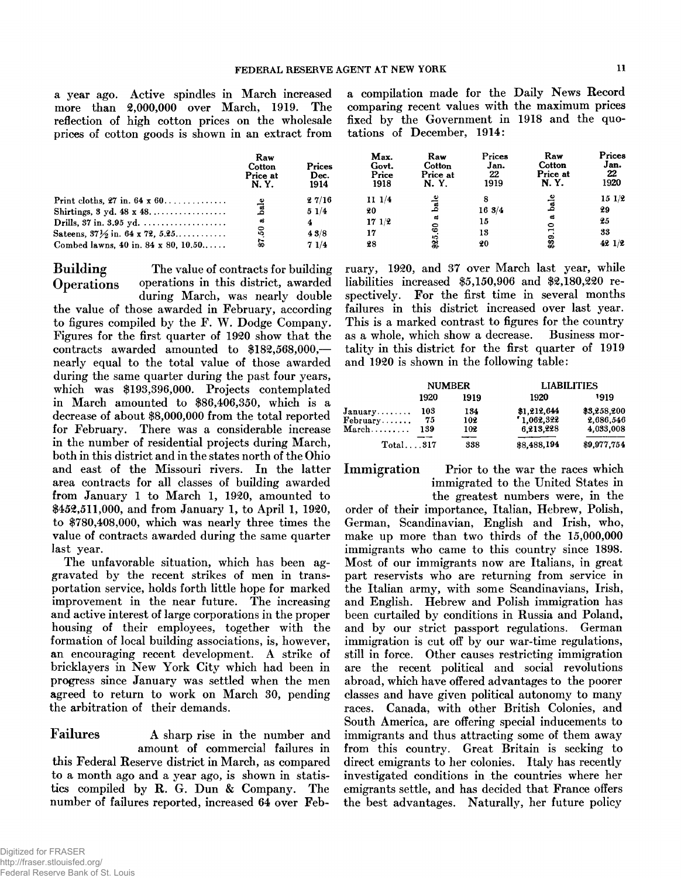a year ago. Active spindles in March increased more than 2,000,000 over March, 1919. The reflection of high cotton prices on the wholesale prices of cotton goods is shown in an extract from a compilation made for the Daily News Record comparing recent values with the maximum prices fixed by the Government in 1918 and the quotations of December, 1914:

| | Raw Cotton Price at N. Y. | Prices Dec. 1914 | Max. Govt. Price 1918 | Raw Cotton Price at N. Y. | Prices Jan. 22 1919 | Raw Cotton Price at N. Y. | Prices Jan. 22 1920 |
|---|---|---|---|---|---|---|---|
| Print cloths, 27 in. 64 x 60 | $7.50 a bale | 2 7/16 | 11 1/4 | $25.60 a bale | 8 | $39.10 a bale | 15 1/2 |
| Shirtings, 3 yd. 48 x 48 | | 5 1/4 | 20 | | 16 3/4 | | 29 |
| Drills, 37 in. 3.95 yd. | | 4 | 17 1/2 | | 15 | | 25 |
| Sateens, 37½ in. 64 x 72, 5.25 | | 4 3/8 | 17 | | 13 | | 33 |
| Combed lawns, 40 in. 84 x 80, 10.50 | | 7 1/4 | 28 | | 20 | | 42 1/2 |

## Building Operations

The value of contracts for building operations in this district, awarded during March, was nearly double the value of those awarded in February, according to figures compiled by the F. W. Dodge Company. Figures for the first quarter of 1920 show that the contracts awarded amounted to $182,568,000,—nearly equal to the total value of those awarded during the same quarter during the past four years, which was $193,396,000. Projects contemplated in March amounted to $86,406,350, which is a decrease of about $8,000,000 from the total reported for February. There was a considerable increase in the number of residential projects during March, both in this district and in the states north of the Ohio and east of the Missouri rivers. In the latter area contracts for all classes of building awarded from January 1 to March 1, 1920, amounted to $452,511,000, and from January 1, to April 1, 1920, to $780,408,000, which was nearly three times the value of contracts awarded during the same quarter last year.

The unfavorable situation, which has been aggravated by the recent strikes of men in transportation service, holds forth little hope for marked improvement in the near future. The increasing and active interest of large corporations in the proper housing of their employees, together with the formation of local building associations, is, however, an encouraging recent development. A strike of bricklayers in New York City which had been in progress since January was settled when the men agreed to return to work on March 30, pending the arbitration of their demands.

## Failures

A sharp rise in the number and amount of commercial failures in this Federal Reserve district in March, as compared to a month ago and a year ago, is shown in statistics compiled by R. G. Dun & Company. The number of failures reported, increased 64 over February, 1920, and 37 over March last year, while liabilities increased $5,150,906 and $2,180,220 respectively. For the first time in several months failures in this district increased over last year. This is a marked contrast to figures for the country as a whole, which show a decrease. Business mortality in this district for the first quarter of 1919 and 1920 is shown in the following table:

| | NUMBER | | LIABILITIES | |
|---|---|---|---|---|
| | 1920 | 1919 | 1920 | 1919 |
| January | 103 | 134 | $1,212,644 | $3,258,200 |
| February | 75 | 102 | 1,062,322 | 2,686,546 |
| March | 139 | 102 | 6,213,228 | 4,033,008 |
| Total | 317 | 338 | $8,488,194 | $9,977,754 |

## Immigration

Prior to the war the races which immigrated to the United States in the greatest numbers were, in the order of their importance, Italian, Hebrew, Polish, German, Scandinavian, English and Irish, who, make up more than two thirds of the 15,000,000 immigrants who came to this country since 1898. Most of our immigrants now are Italians, in great part reservists who are returning from service in the Italian army, with some Scandinavians, Irish, and English. Hebrew and Polish immigration has been curtailed by conditions in Russia and Poland, and by our strict passport regulations. German immigration is cut off by our war-time regulations, still in force. Other causes restricting immigration are the recent political and social revolutions abroad, which have offered advantages to the poorer classes and have given political autonomy to many races. Canada, with other British Colonies, and South America, are offering special inducements to immigrants and thus attracting some of them away from this country. Great Britain is seeking to direct emigrants to her colonies. Italy has recently investigated conditions in the countries where her emigrants settle, and has decided that France offers the best advantages. Naturally, her future policy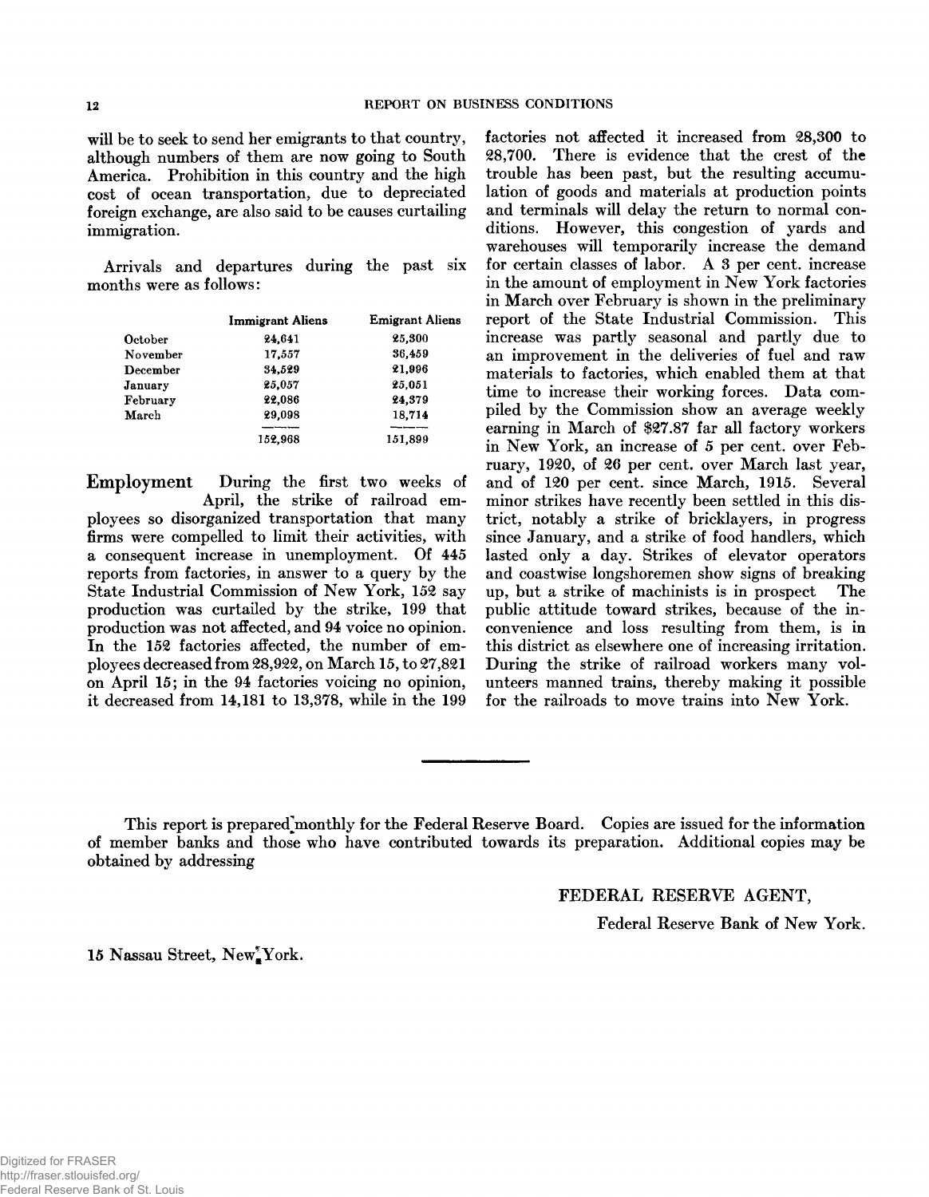will be to seek to send her emigrants to that country, although numbers of them are now going to South America. Prohibition in this country and the high cost of ocean transportation, due to depreciated foreign exchange, are also said to be causes curtailing immigration.

Arrivals and departures during the past six months were as follows:

| | Immigrant Aliens | Emigrant Aliens |
|---|---|---|
| October | 24,641 | 25,300 |
| November | 17,557 | 36,459 |
| December | 34,529 | 21,996 |
| January | 25,057 | 25,051 |
| February | 22,086 | 24,379 |
| March | 29,098 | 18,714 |
| | 152,968 | 151,899 |

**Employment** During the first two weeks of April, the strike of railroad employees so disorganized transportation that many firms were compelled to limit their activities, with a consequent increase in unemployment. Of 445 reports from factories, in answer to a query by the State Industrial Commission of New York, 152 say production was curtailed by the strike, 199 that production was not affected, and 94 voice no opinion. In the 152 factories affected, the number of employees decreased from 28,922, on March 15, to 27,821 on April 15; in the 94 factories voicing no opinion, it decreased from 14,181 to 13,378, while in the 199 factories not affected it increased from 28,300 to 28,700. There is evidence that the crest of the trouble has been past, but the resulting accumulation of goods and materials at production points and terminals will delay the return to normal conditions. However, this congestion of yards and warehouses will temporarily increase the demand for certain classes of labor. A 3 per cent. increase in the amount of employment in New York factories in March over February is shown in the preliminary report of the State Industrial Commission. This increase was partly seasonal and partly due to an improvement in the deliveries of fuel and raw materials to factories, which enabled them at that time to increase their working forces. Data compiled by the Commission show an average weekly earning in March of $27.87 far all factory workers in New York, an increase of 5 per cent. over February, 1920, of 26 per cent. over March last year, and of 120 per cent. since March, 1915. Several minor strikes have recently been settled in this district, notably a strike of bricklayers, in progress since January, and a strike of food handlers, which lasted only a day. Strikes of elevator operators and coastwise longshoremen show signs of breaking up, but a strike of machinists is in prospect The public attitude toward strikes, because of the inconvenience and loss resulting from them, is in this district as elsewhere one of increasing irritation. During the strike of railroad workers many volunteers manned trains, thereby making it possible for the railroads to move trains into New York.

---

This report is prepared monthly for the Federal Reserve Board. Copies are issued for the information of member banks and those who have contributed towards its preparation. Additional copies may be obtained by addressing

FEDERAL RESERVE AGENT,

Federal Reserve Bank of New York.

15 Nassau Street, New York.